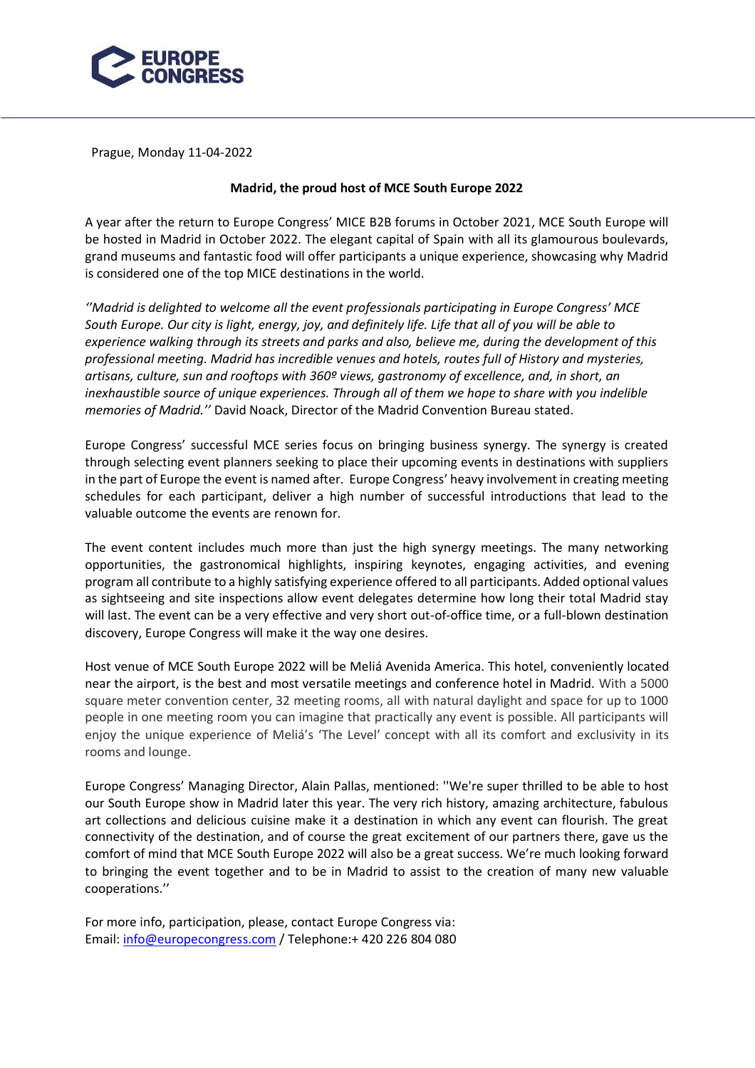Prague, Monday 11-04-2022

**Madrid, the proud host of MCE South Europe 2022**

A year after the return to Europe Congress' MICE B2B forums in October 2021, MCE South Europe will be hosted in Madrid in October 2022. The elegant capital of Spain with all its glamourous boulevards, grand museums and fantastic food will offer participants a unique experience, showcasing why Madrid is considered one of the top MICE destinations in the world.

*''Madrid is delighted to welcome all the event professionals participating in Europe Congress' MCE South Europe. Our city is light, energy, joy, and definitely life. Life that all of you will be able to experience walking through its streets and parks and also, believe me, during the development of this professional meeting. Madrid has incredible venues and hotels, routes full of History and mysteries, artisans, culture, sun and rooftops with 360º views, gastronomy of excellence, and, in short, an inexhaustible source of unique experiences. Through all of them we hope to share with you indelible memories of Madrid.''* David Noack, Director of the Madrid Convention Bureau stated.

Europe Congress' successful MCE series focus on bringing business synergy. The synergy is created through selecting event planners seeking to place their upcoming events in destinations with suppliers in the part of Europe the event is named after. Europe Congress' heavy involvement in creating meeting schedules for each participant, deliver a high number of successful introductions that lead to the valuable outcome the events are renown for.

The event content includes much more than just the high synergy meetings. The many networking opportunities, the gastronomical highlights, inspiring keynotes, engaging activities, and evening program all contribute to a highly satisfying experience offered to all participants. Added optional values as sightseeing and site inspections allow event delegates determine how long their total Madrid stay will last. The event can be a very effective and very short out-of-office time, or a full-blown destination discovery, Europe Congress will make it the way one desires.

Host venue of MCE South Europe 2022 will be Meliá Avenida America. This hotel, conveniently located near the airport, is the best and most versatile meetings and conference hotel in Madrid. With a 5000 square meter convention center, 32 meeting rooms, all with natural daylight and space for up to 1000 people in one meeting room you can imagine that practically any event is possible. All participants will enjoy the unique experience of Meliá's 'The Level' concept with all its comfort and exclusivity in its rooms and lounge.

Europe Congress' Managing Director, Alain Pallas, mentioned: ''We're super thrilled to be able to host our South Europe show in Madrid later this year. The very rich history, amazing architecture, fabulous art collections and delicious cuisine make it a destination in which any event can flourish. The great connectivity of the destination, and of course the great excitement of our partners there, gave us the comfort of mind that MCE South Europe 2022 will also be a great success. We're much looking forward to bringing the event together and to be in Madrid to assist to the creation of many new valuable cooperations.''

For more info, participation, please, contact Europe Congress via:
Email: info@europecongress.com / Telephone:+ 420 226 804 080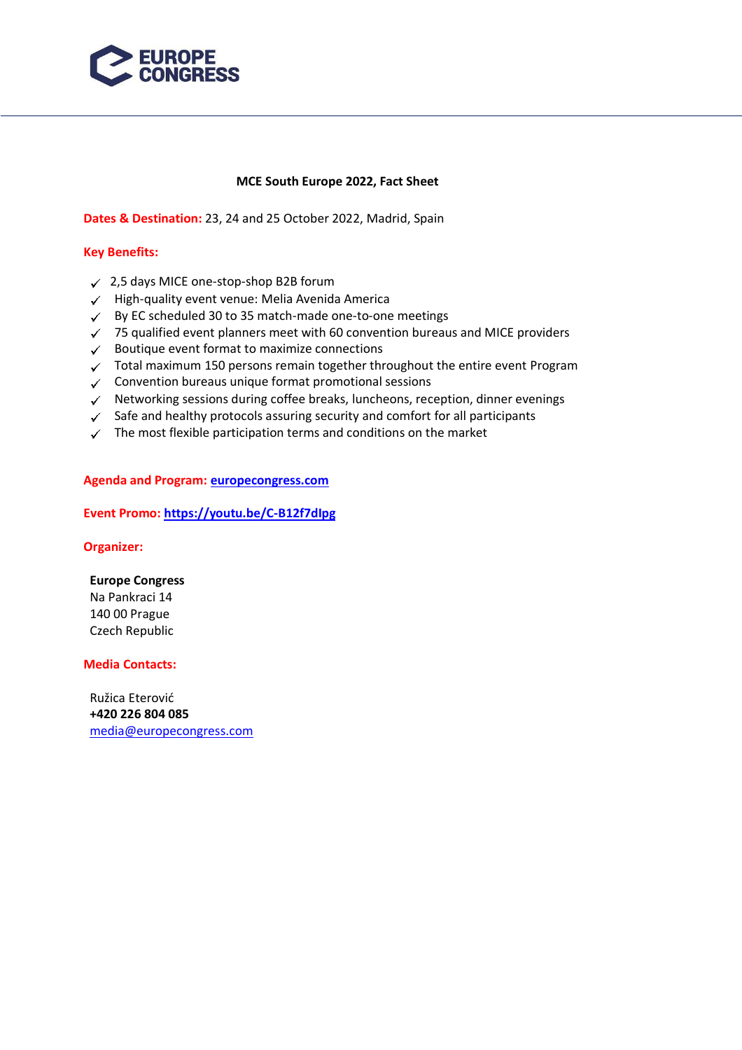EUROPE CONGRESS

**MCE South Europe 2022, Fact Sheet**

**Dates & Destination:** 23, 24 and 25 October 2022, Madrid, Spain

**Key Benefits:**

- ✓ 2,5 days MICE one-stop-shop B2B forum
- ✓ High-quality event venue: Melia Avenida America
- ✓ By EC scheduled 30 to 35 match-made one-to-one meetings
- ✓ 75 qualified event planners meet with 60 convention bureaus and MICE providers
- ✓ Boutique event format to maximize connections
- ✓ Total maximum 150 persons remain together throughout the entire event Program
- ✓ Convention bureaus unique format promotional sessions
- ✓ Networking sessions during coffee breaks, luncheons, reception, dinner evenings
- ✓ Safe and healthy protocols assuring security and comfort for all participants
- ✓ The most flexible participation terms and conditions on the market

**Agenda and Program:** europecongress.com

**Event Promo:** https://youtu.be/C-B12f7dIpg

**Organizer:**

**Europe Congress**
Na Pankraci 14
140 00 Prague
Czech Republic

**Media Contacts:**

Ružica Eterović
**+420 226 804 085**
media@europecongress.com